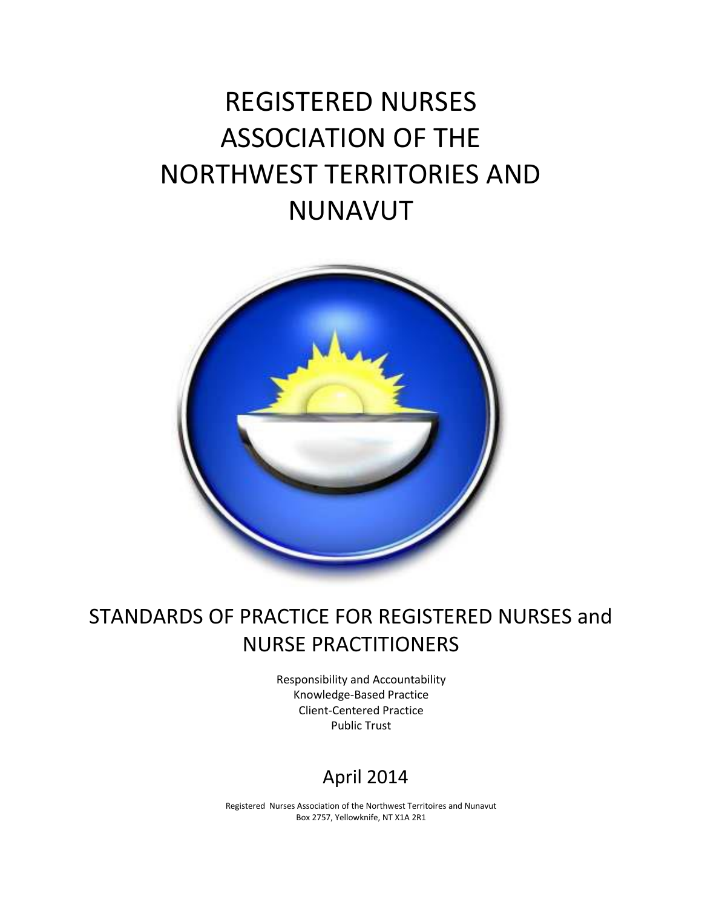# REGISTERED NURSES ASSOCIATION OF THE NORTHWEST TERRITORIES AND NUNAVUT

## STANDARDS OF PRACTICE FOR REGISTERED NURSES and NURSE PRACTITIONERS

Responsibility and Accountability
Knowledge-Based Practice
Client-Centered Practice
Public Trust

April 2014

Registered Nurses Association of the Northwest Territoires and Nunavut
Box 2757, Yellowknife, NT X1A 2R1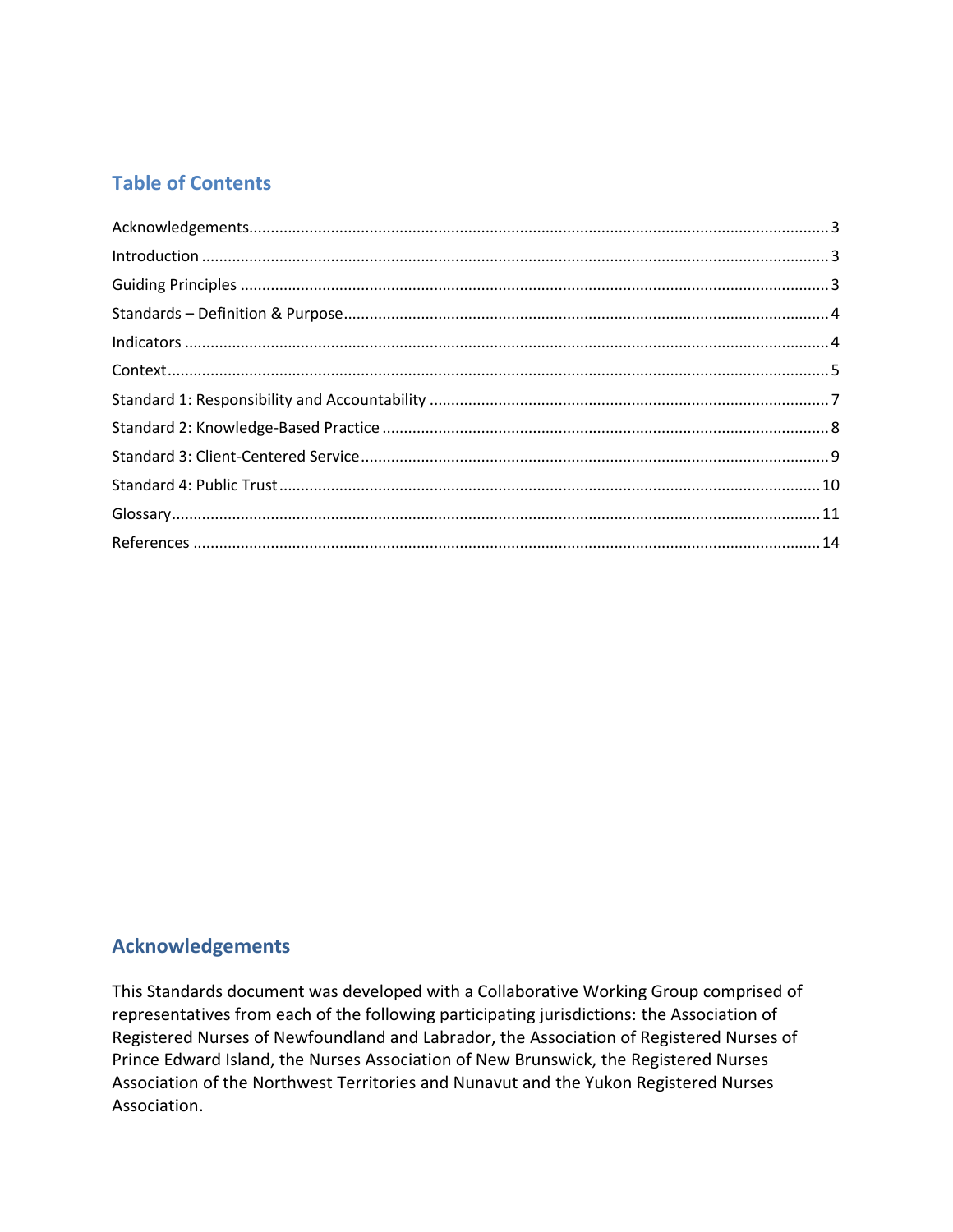## Table of Contents

- Acknowledgements ..... 3
- Introduction ..... 3
- Guiding Principles ..... 3
- Standards – Definition & Purpose ..... 4
- Indicators ..... 4
- Context ..... 5
- Standard 1: Responsibility and Accountability ..... 7
- Standard 2: Knowledge-Based Practice ..... 8
- Standard 3: Client-Centered Service ..... 9
- Standard 4: Public Trust ..... 10
- Glossary ..... 11
- References ..... 14

## Acknowledgements

This Standards document was developed with a Collaborative Working Group comprised of representatives from each of the following participating jurisdictions: the Association of Registered Nurses of Newfoundland and Labrador, the Association of Registered Nurses of Prince Edward Island, the Nurses Association of New Brunswick, the Registered Nurses Association of the Northwest Territories and Nunavut and the Yukon Registered Nurses Association.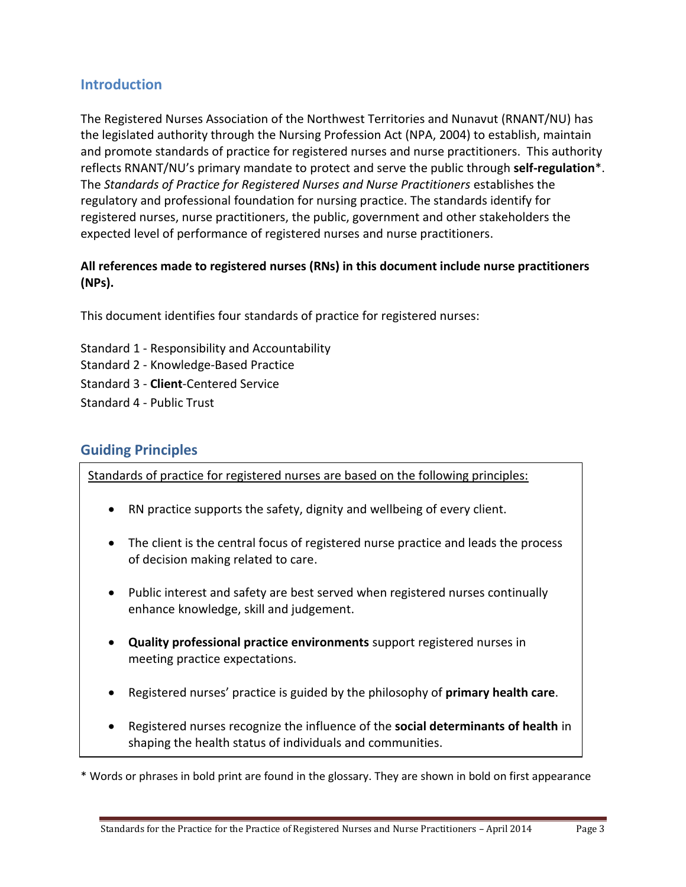## Introduction

The Registered Nurses Association of the Northwest Territories and Nunavut (RNANT/NU) has the legislated authority through the Nursing Profession Act (NPA, 2004) to establish, maintain and promote standards of practice for registered nurses and nurse practitioners. This authority reflects RNANT/NU's primary mandate to protect and serve the public through **self-regulation***. The *Standards of Practice for Registered Nurses and Nurse Practitioners* establishes the regulatory and professional foundation for nursing practice. The standards identify for registered nurses, nurse practitioners, the public, government and other stakeholders the expected level of performance of registered nurses and nurse practitioners.

**All references made to registered nurses (RNs) in this document include nurse practitioners (NPs).**

This document identifies four standards of practice for registered nurses:

Standard 1 - Responsibility and Accountability
Standard 2 - Knowledge-Based Practice
Standard 3 - **Client**-Centered Service
Standard 4 - Public Trust

## Guiding Principles

Standards of practice for registered nurses are based on the following principles:

- RN practice supports the safety, dignity and wellbeing of every client.
- The client is the central focus of registered nurse practice and leads the process of decision making related to care.
- Public interest and safety are best served when registered nurses continually enhance knowledge, skill and judgement.
- **Quality professional practice environments** support registered nurses in meeting practice expectations.
- Registered nurses' practice is guided by the philosophy of **primary health care**.
- Registered nurses recognize the influence of the **social determinants of health** in shaping the health status of individuals and communities.

* Words or phrases in bold print are found in the glossary. They are shown in bold on first appearance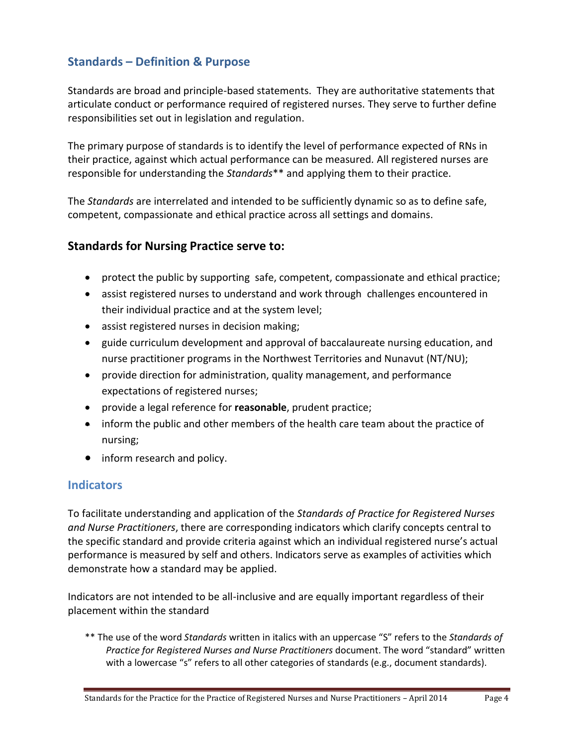## Standards – Definition & Purpose

Standards are broad and principle-based statements. They are authoritative statements that articulate conduct or performance required of registered nurses. They serve to further define responsibilities set out in legislation and regulation.

The primary purpose of standards is to identify the level of performance expected of RNs in their practice, against which actual performance can be measured. All registered nurses are responsible for understanding the *Standards*** and applying them to their practice.

The *Standards* are interrelated and intended to be sufficiently dynamic so as to define safe, competent, compassionate and ethical practice across all settings and domains.

### Standards for Nursing Practice serve to:

- protect the public by supporting safe, competent, compassionate and ethical practice;
- assist registered nurses to understand and work through challenges encountered in their individual practice and at the system level;
- assist registered nurses in decision making;
- guide curriculum development and approval of baccalaureate nursing education, and nurse practitioner programs in the Northwest Territories and Nunavut (NT/NU);
- provide direction for administration, quality management, and performance expectations of registered nurses;
- provide a legal reference for **reasonable**, prudent practice;
- inform the public and other members of the health care team about the practice of nursing;
- inform research and policy.

## Indicators

To facilitate understanding and application of the *Standards of Practice for Registered Nurses and Nurse Practitioners*, there are corresponding indicators which clarify concepts central to the specific standard and provide criteria against which an individual registered nurse's actual performance is measured by self and others. Indicators serve as examples of activities which demonstrate how a standard may be applied.

Indicators are not intended to be all-inclusive and are equally important regardless of their placement within the standard

** The use of the word *Standards* written in italics with an uppercase "S" refers to the *Standards of Practice for Registered Nurses and Nurse Practitioners* document. The word "standard" written with a lowercase "s" refers to all other categories of standards (e.g., document standards).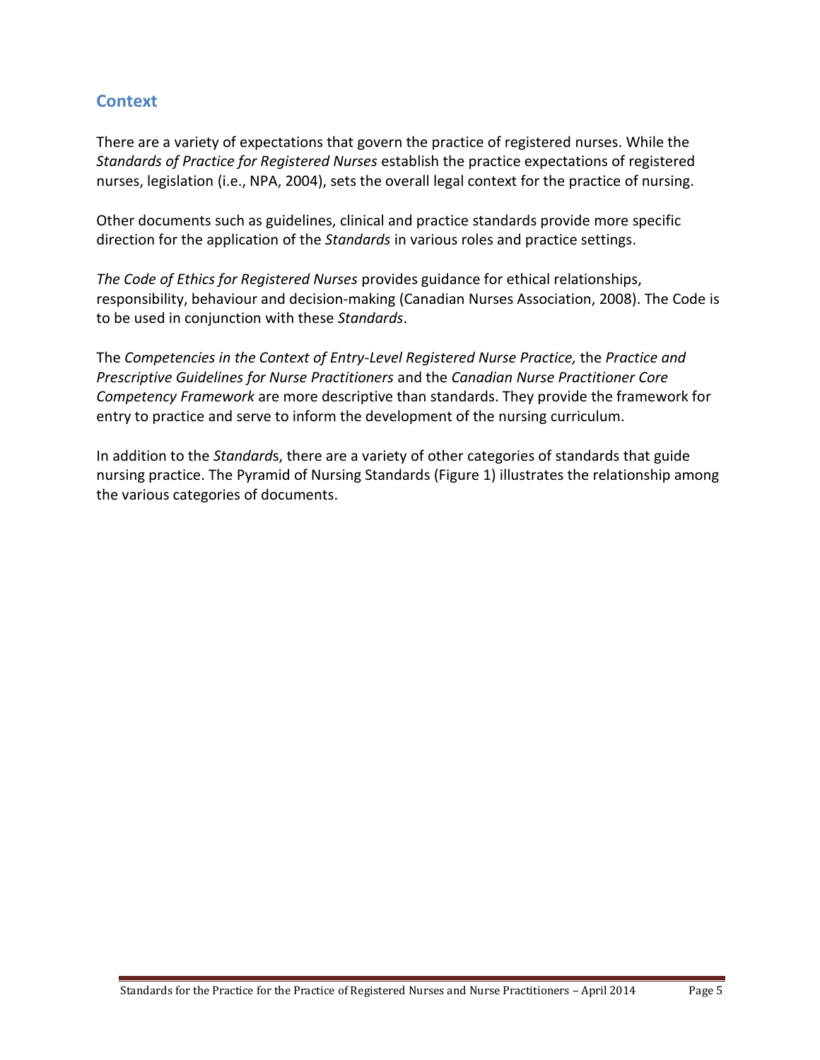## Context

There are a variety of expectations that govern the practice of registered nurses. While the *Standards of Practice for Registered Nurses* establish the practice expectations of registered nurses, legislation (i.e., NPA, 2004), sets the overall legal context for the practice of nursing.

Other documents such as guidelines, clinical and practice standards provide more specific direction for the application of the *Standards* in various roles and practice settings.

*The Code of Ethics for Registered Nurses* provides guidance for ethical relationships, responsibility, behaviour and decision-making (Canadian Nurses Association, 2008). The Code is to be used in conjunction with these *Standards*.

The *Competencies in the Context of Entry-Level Registered Nurse Practice,* the *Practice and Prescriptive Guidelines for Nurse Practitioners* and the *Canadian Nurse Practitioner Core Competency Framework* are more descriptive than standards. They provide the framework for entry to practice and serve to inform the development of the nursing curriculum.

In addition to the *Standard*s, there are a variety of other categories of standards that guide nursing practice. The Pyramid of Nursing Standards (Figure 1) illustrates the relationship among the various categories of documents.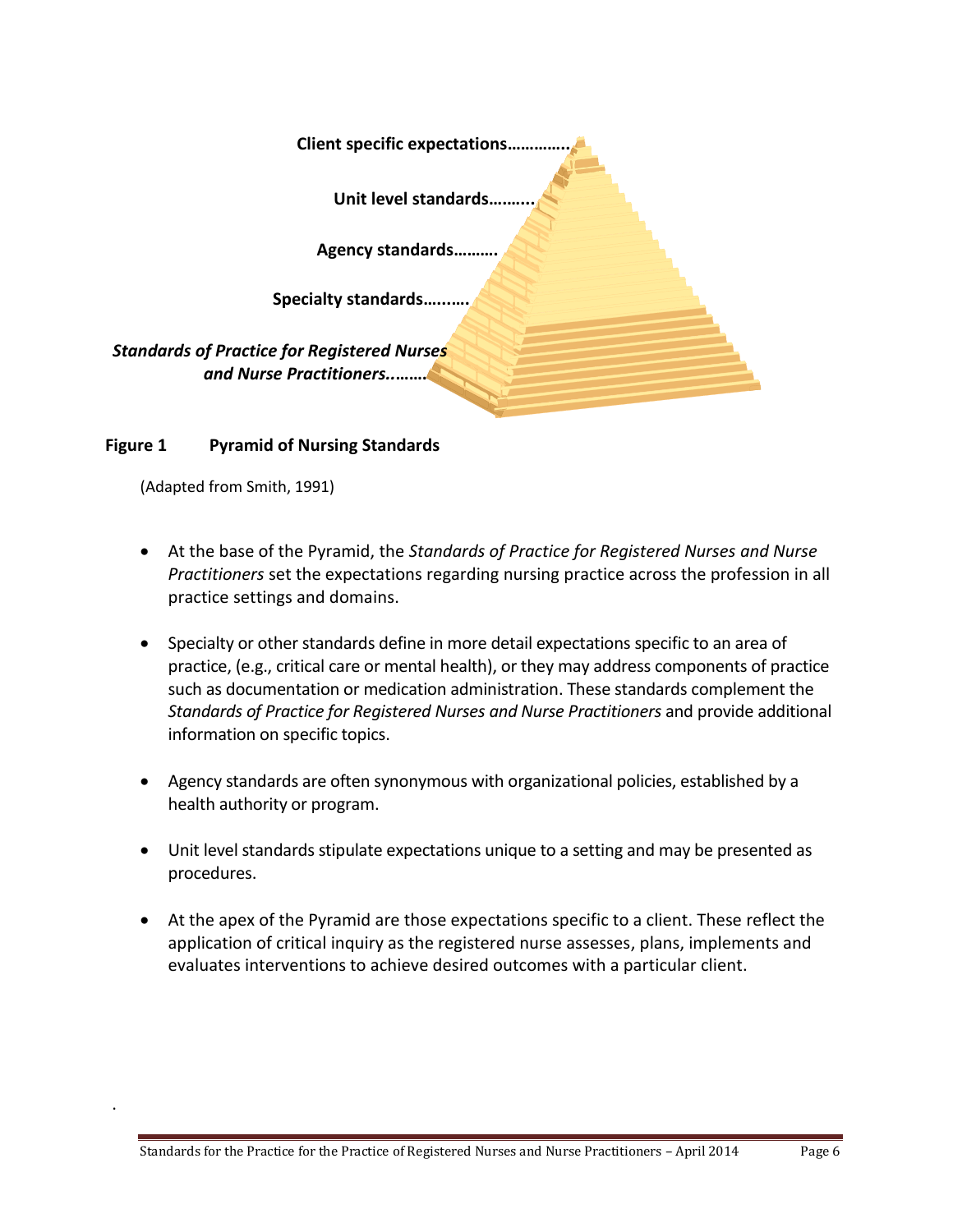Client specific expectations…………..

Unit level standards………..

Agency standards……….

Specialty standards…..…..

*Standards of Practice for Registered Nurses and Nurse Practitioners..……*

**Figure 1 Pyramid of Nursing Standards**

(Adapted from Smith, 1991)

- At the base of the Pyramid, the *Standards of Practice for Registered Nurses and Nurse Practitioners* set the expectations regarding nursing practice across the profession in all practice settings and domains.

- Specialty or other standards define in more detail expectations specific to an area of practice, (e.g., critical care or mental health), or they may address components of practice such as documentation or medication administration. These standards complement the *Standards of Practice for Registered Nurses and Nurse Practitioners* and provide additional information on specific topics.

- Agency standards are often synonymous with organizational policies, established by a health authority or program.

- Unit level standards stipulate expectations unique to a setting and may be presented as procedures.

- At the apex of the Pyramid are those expectations specific to a client. These reflect the application of critical inquiry as the registered nurse assesses, plans, implements and evaluates interventions to achieve desired outcomes with a particular client.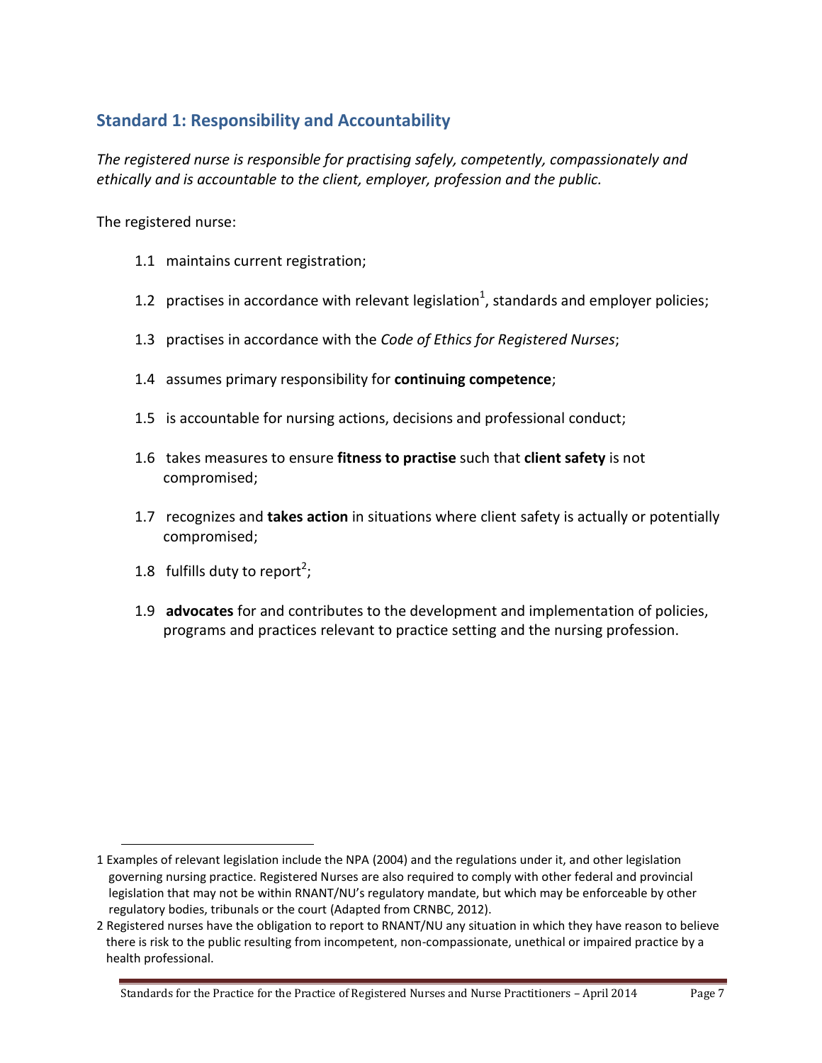## Standard 1: Responsibility and Accountability

*The registered nurse is responsible for practising safely, competently, compassionately and ethically and is accountable to the client, employer, profession and the public.*

The registered nurse:

1.1 maintains current registration;

1.2 practises in accordance with relevant legislation[1], standards and employer policies;

1.3 practises in accordance with the *Code of Ethics for Registered Nurses*;

1.4 assumes primary responsibility for **continuing competence**;

1.5 is accountable for nursing actions, decisions and professional conduct;

1.6 takes measures to ensure **fitness to practise** such that **client safety** is not compromised;

1.7 recognizes and **takes action** in situations where client safety is actually or potentially compromised;

1.8 fulfills duty to report[2];

1.9 **advocates** for and contributes to the development and implementation of policies, programs and practices relevant to practice setting and the nursing profession.

---

1 Examples of relevant legislation include the NPA (2004) and the regulations under it, and other legislation governing nursing practice. Registered Nurses are also required to comply with other federal and provincial legislation that may not be within RNANT/NU's regulatory mandate, but which may be enforceable by other regulatory bodies, tribunals or the court (Adapted from CRNBC, 2012).

2 Registered nurses have the obligation to report to RNANT/NU any situation in which they have reason to believe there is risk to the public resulting from incompetent, non-compassionate, unethical or impaired practice by a health professional.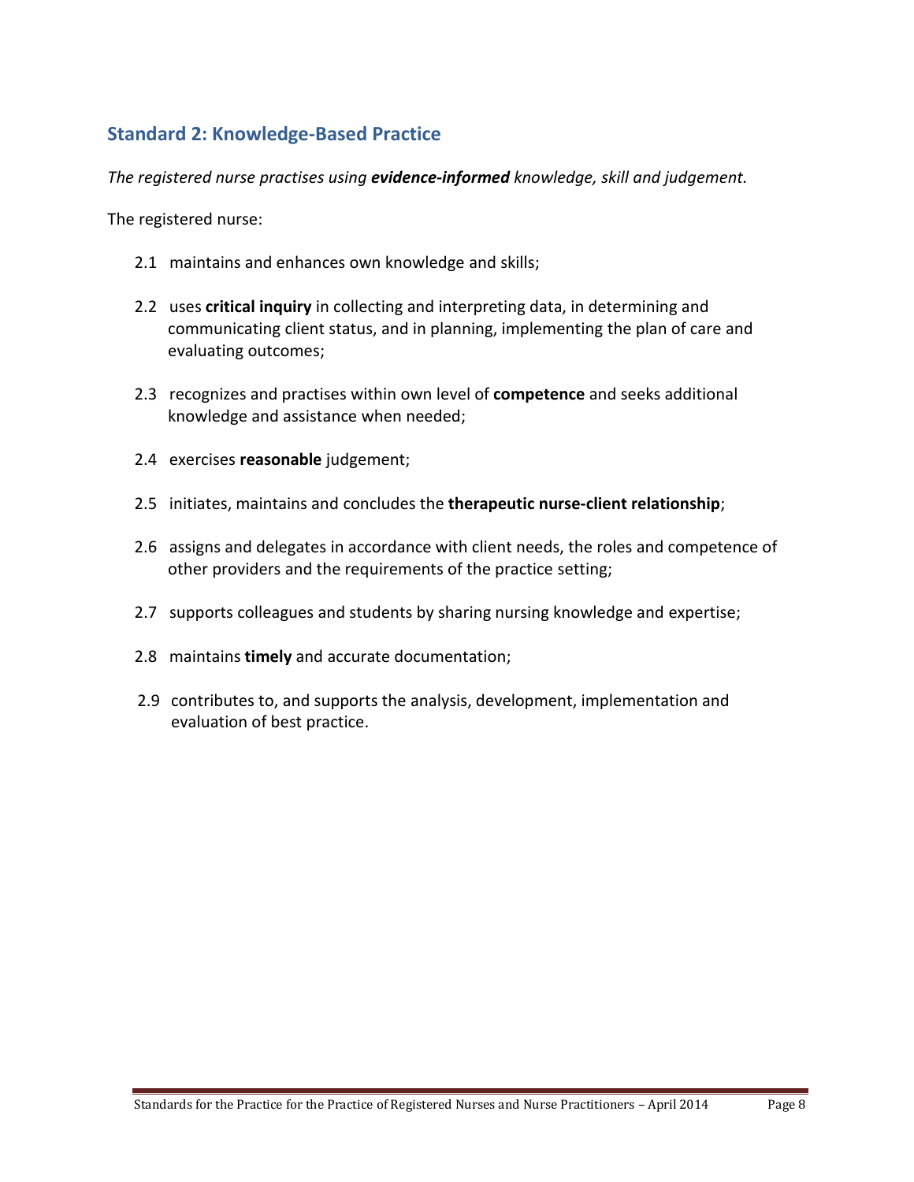## Standard 2: Knowledge-Based Practice

*The registered nurse practises using **evidence-informed** knowledge, skill and judgement.*

The registered nurse:

2.1 maintains and enhances own knowledge and skills;

2.2 uses **critical inquiry** in collecting and interpreting data, in determining and communicating client status, and in planning, implementing the plan of care and evaluating outcomes;

2.3 recognizes and practises within own level of **competence** and seeks additional knowledge and assistance when needed;

2.4 exercises **reasonable** judgement;

2.5 initiates, maintains and concludes the **therapeutic nurse-client relationship**;

2.6 assigns and delegates in accordance with client needs, the roles and competence of other providers and the requirements of the practice setting;

2.7 supports colleagues and students by sharing nursing knowledge and expertise;

2.8 maintains **timely** and accurate documentation;

2.9 contributes to, and supports the analysis, development, implementation and evaluation of best practice.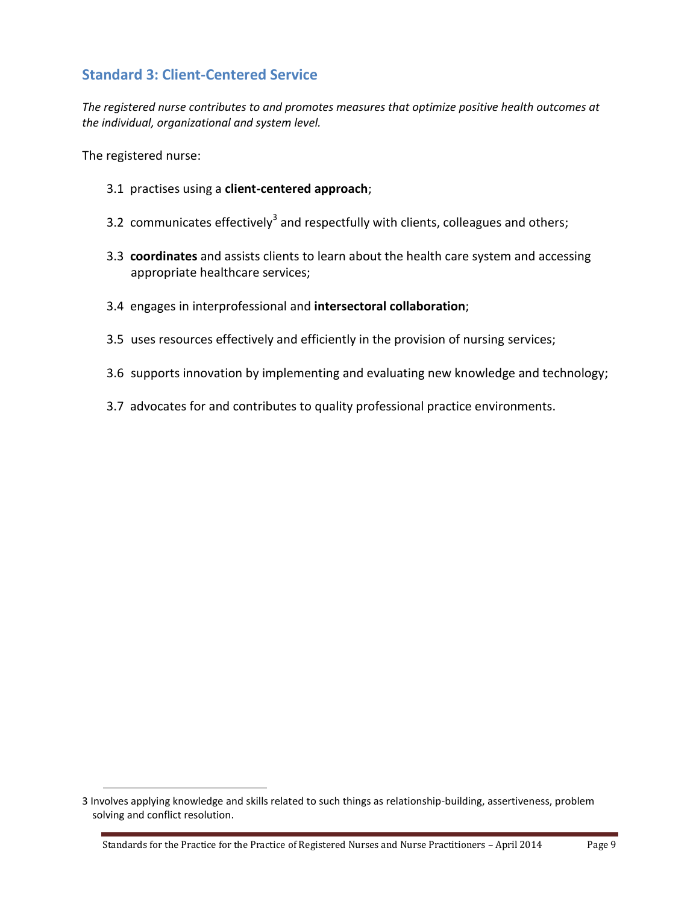## Standard 3: Client-Centered Service

*The registered nurse contributes to and promotes measures that optimize positive health outcomes at the individual, organizational and system level.*

The registered nurse:

3.1 practises using a **client-centered approach**;

3.2 communicates effectively[3] and respectfully with clients, colleagues and others;

3.3 **coordinates** and assists clients to learn about the health care system and accessing appropriate healthcare services;

3.4 engages in interprofessional and **intersectoral collaboration**;

3.5 uses resources effectively and efficiently in the provision of nursing services;

3.6 supports innovation by implementing and evaluating new knowledge and technology;

3.7 advocates for and contributes to quality professional practice environments.

---

3 Involves applying knowledge and skills related to such things as relationship-building, assertiveness, problem solving and conflict resolution.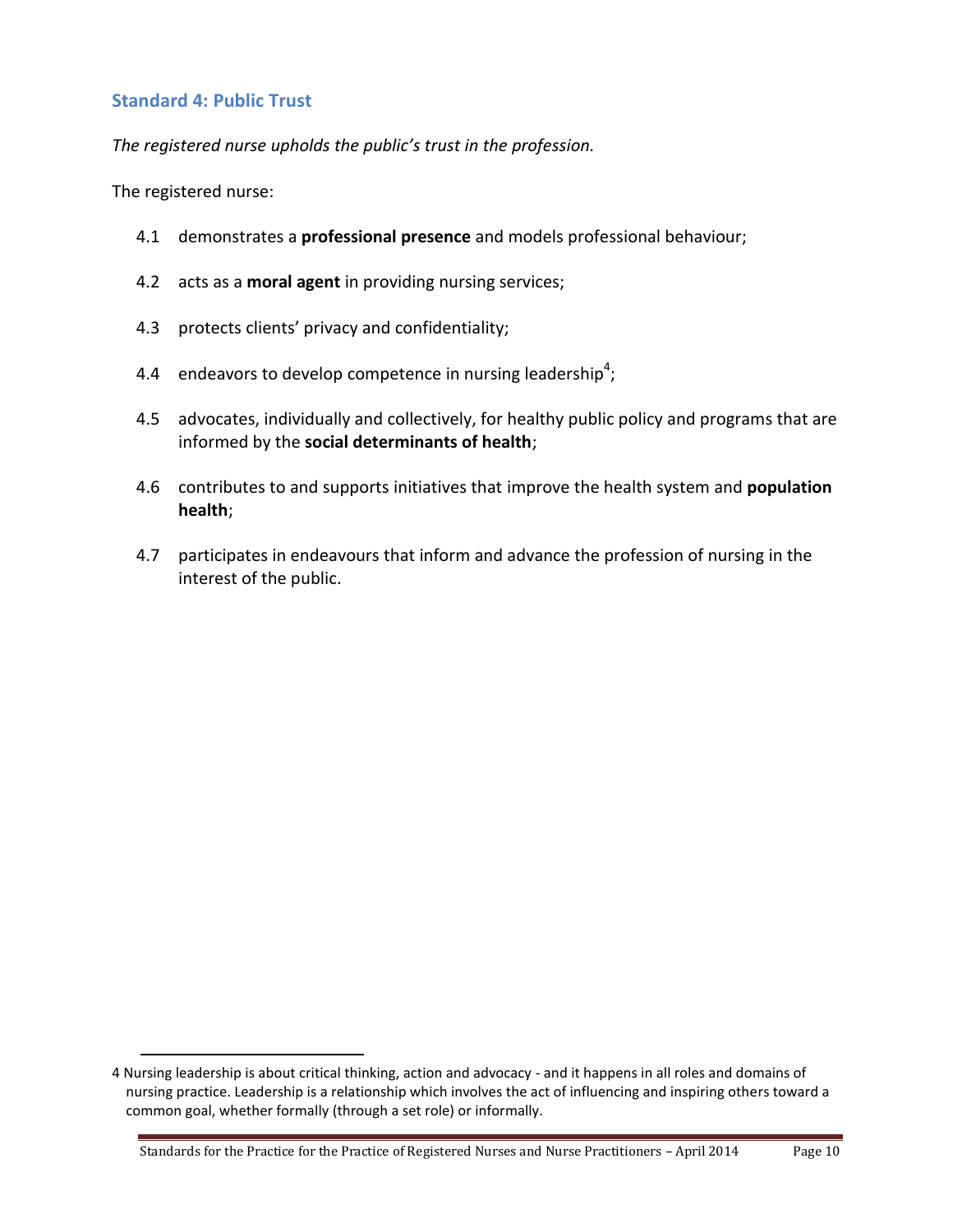## Standard 4: Public Trust

*The registered nurse upholds the public's trust in the profession.*

The registered nurse:

4.1 demonstrates a **professional presence** and models professional behaviour;

4.2 acts as a **moral agent** in providing nursing services;

4.3 protects clients' privacy and confidentiality;

4.4 endeavors to develop competence in nursing leadership[4];

4.5 advocates, individually and collectively, for healthy public policy and programs that are informed by the **social determinants of health**;

4.6 contributes to and supports initiatives that improve the health system and **population health**;

4.7 participates in endeavours that inform and advance the profession of nursing in the interest of the public.

---

4 Nursing leadership is about critical thinking, action and advocacy - and it happens in all roles and domains of nursing practice. Leadership is a relationship which involves the act of influencing and inspiring others toward a common goal, whether formally (through a set role) or informally.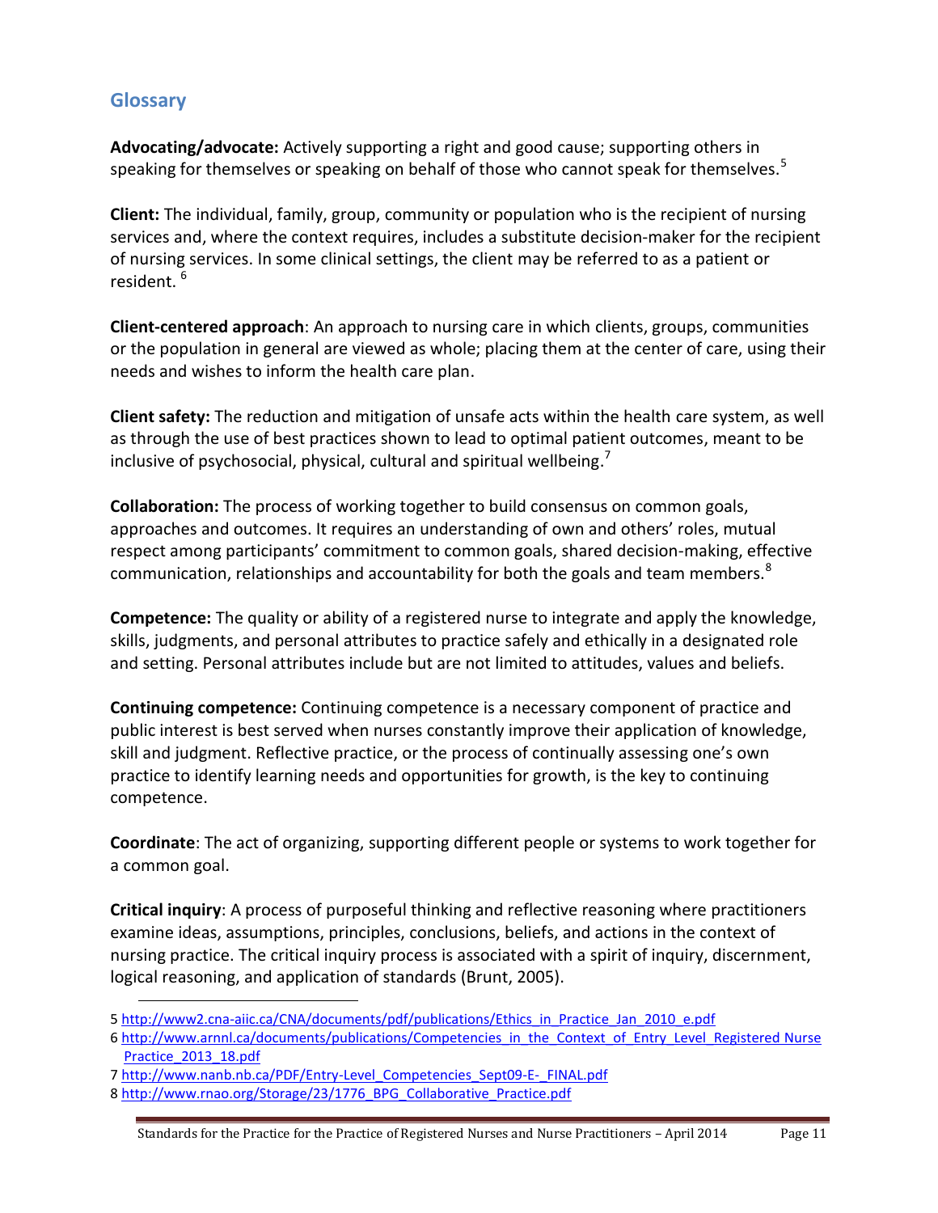## Glossary

**Advocating/advocate:** Actively supporting a right and good cause; supporting others in speaking for themselves or speaking on behalf of those who cannot speak for themselves.[5]

**Client:** The individual, family, group, community or population who is the recipient of nursing services and, where the context requires, includes a substitute decision-maker for the recipient of nursing services. In some clinical settings, the client may be referred to as a patient or resident. [6]

**Client-centered approach**: An approach to nursing care in which clients, groups, communities or the population in general are viewed as whole; placing them at the center of care, using their needs and wishes to inform the health care plan.

**Client safety:** The reduction and mitigation of unsafe acts within the health care system, as well as through the use of best practices shown to lead to optimal patient outcomes, meant to be inclusive of psychosocial, physical, cultural and spiritual wellbeing.[7]

**Collaboration:** The process of working together to build consensus on common goals, approaches and outcomes. It requires an understanding of own and others' roles, mutual respect among participants' commitment to common goals, shared decision-making, effective communication, relationships and accountability for both the goals and team members.[8]

**Competence:** The quality or ability of a registered nurse to integrate and apply the knowledge, skills, judgments, and personal attributes to practice safely and ethically in a designated role and setting. Personal attributes include but are not limited to attitudes, values and beliefs.

**Continuing competence:** Continuing competence is a necessary component of practice and public interest is best served when nurses constantly improve their application of knowledge, skill and judgment. Reflective practice, or the process of continually assessing one's own practice to identify learning needs and opportunities for growth, is the key to continuing competence.

**Coordinate**: The act of organizing, supporting different people or systems to work together for a common goal.

**Critical inquiry**: A process of purposeful thinking and reflective reasoning where practitioners examine ideas, assumptions, principles, conclusions, beliefs, and actions in the context of nursing practice. The critical inquiry process is associated with a spirit of inquiry, discernment, logical reasoning, and application of standards (Brunt, 2005).

---

5 http://www2.cna-aiic.ca/CNA/documents/pdf/publications/Ethics_in_Practice_Jan_2010_e.pdf

6 http://www.arnnl.ca/documents/publications/Competencies_in_the_Context_of_Entry_Level_Registered Nurse Practice_2013_18.pdf

7 http://www.nanb.nb.ca/PDF/Entry-Level_Competencies_Sept09-E-_FINAL.pdf

8 http://www.rnao.org/Storage/23/1776_BPG_Collaborative_Practice.pdf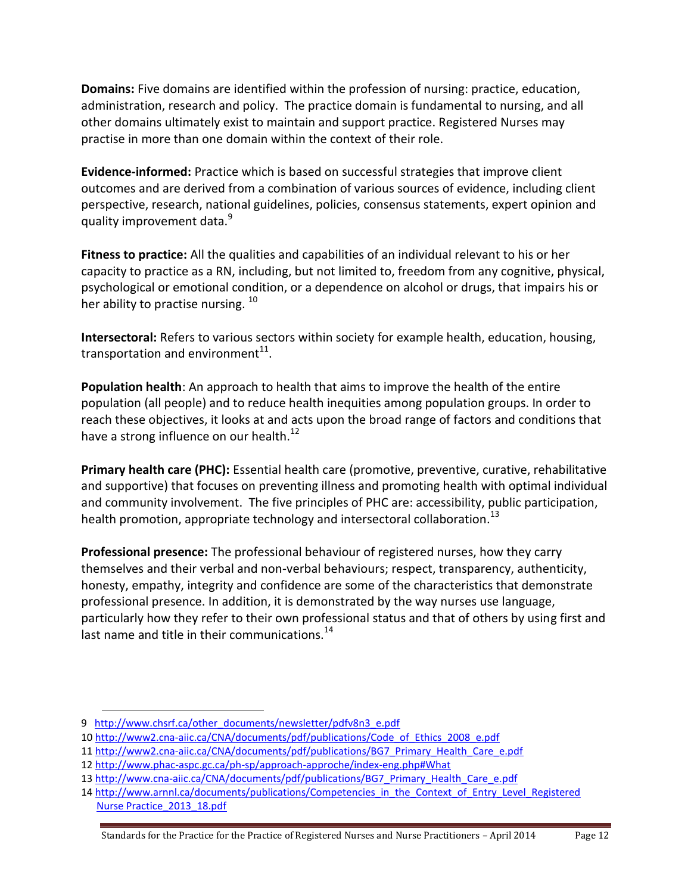**Domains:** Five domains are identified within the profession of nursing: practice, education, administration, research and policy. The practice domain is fundamental to nursing, and all other domains ultimately exist to maintain and support practice. Registered Nurses may practise in more than one domain within the context of their role.

**Evidence-informed:** Practice which is based on successful strategies that improve client outcomes and are derived from a combination of various sources of evidence, including client perspective, research, national guidelines, policies, consensus statements, expert opinion and quality improvement data.[9]

**Fitness to practice:** All the qualities and capabilities of an individual relevant to his or her capacity to practice as a RN, including, but not limited to, freedom from any cognitive, physical, psychological or emotional condition, or a dependence on alcohol or drugs, that impairs his or her ability to practise nursing. [10]

**Intersectoral:** Refers to various sectors within society for example health, education, housing, transportation and environment[11].

**Population health**: An approach to health that aims to improve the health of the entire population (all people) and to reduce health inequities among population groups. In order to reach these objectives, it looks at and acts upon the broad range of factors and conditions that have a strong influence on our health.[12]

**Primary health care (PHC):** Essential health care (promotive, preventive, curative, rehabilitative and supportive) that focuses on preventing illness and promoting health with optimal individual and community involvement. The five principles of PHC are: accessibility, public participation, health promotion, appropriate technology and intersectoral collaboration.[13]

**Professional presence:** The professional behaviour of registered nurses, how they carry themselves and their verbal and non-verbal behaviours; respect, transparency, authenticity, honesty, empathy, integrity and confidence are some of the characteristics that demonstrate professional presence. In addition, it is demonstrated by the way nurses use language, particularly how they refer to their own professional status and that of others by using first and last name and title in their communications.[14]

---

9 http://www.chsrf.ca/other_documents/newsletter/pdfv8n3_e.pdf

10 http://www2.cna-aiic.ca/CNA/documents/pdf/publications/Code_of_Ethics_2008_e.pdf

11 http://www2.cna-aiic.ca/CNA/documents/pdf/publications/BG7_Primary_Health_Care_e.pdf

12 http://www.phac-aspc.gc.ca/ph-sp/approach-approche/index-eng.php#What

13 http://www.cna-aiic.ca/CNA/documents/pdf/publications/BG7_Primary_Health_Care_e.pdf

14 http://www.arnnl.ca/documents/publications/Competencies_in_the_Context_of_Entry_Level_Registered Nurse Practice_2013_18.pdf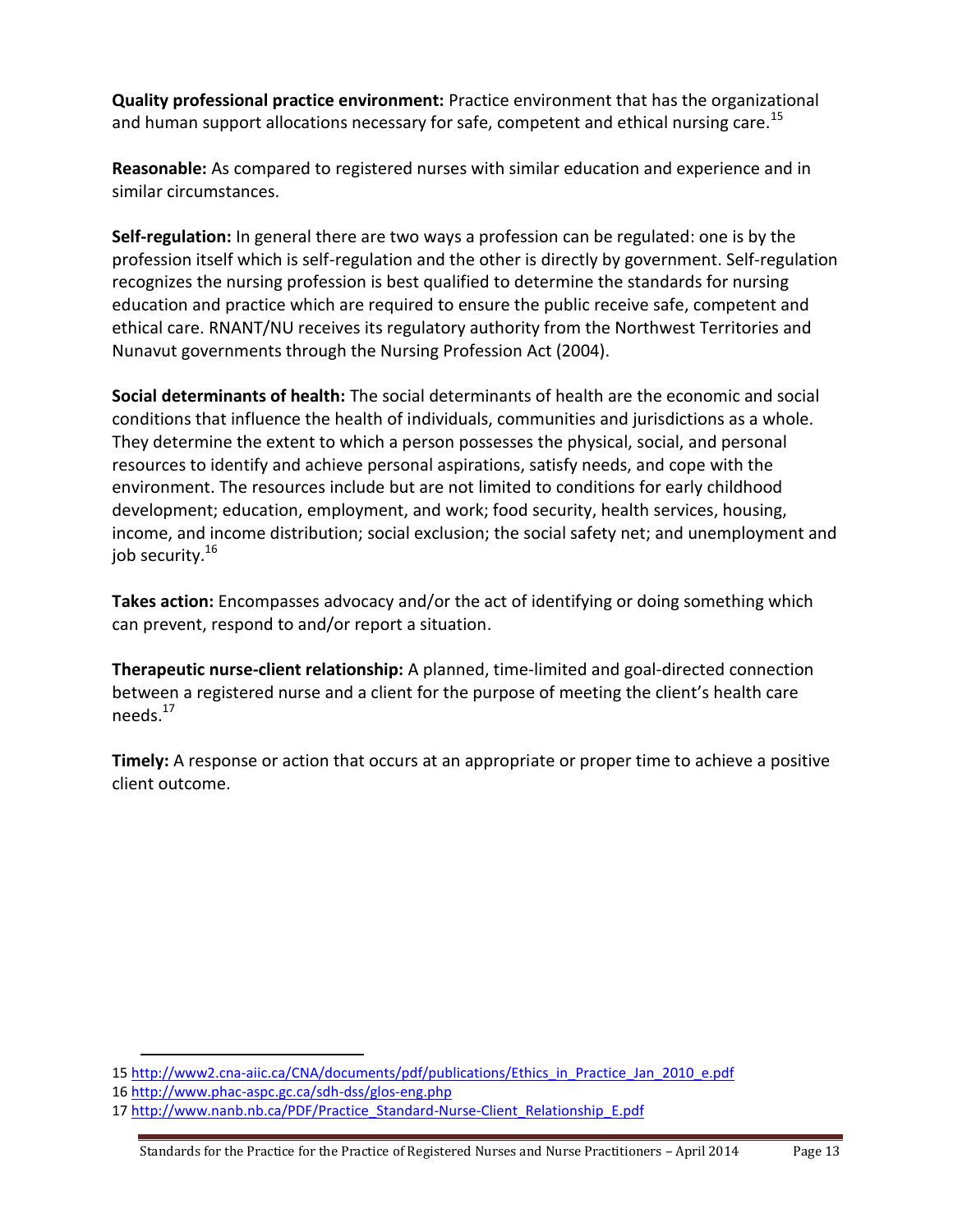**Quality professional practice environment:** Practice environment that has the organizational and human support allocations necessary for safe, competent and ethical nursing care.[15]

**Reasonable:** As compared to registered nurses with similar education and experience and in similar circumstances.

**Self-regulation:** In general there are two ways a profession can be regulated: one is by the profession itself which is self-regulation and the other is directly by government. Self-regulation recognizes the nursing profession is best qualified to determine the standards for nursing education and practice which are required to ensure the public receive safe, competent and ethical care. RNANT/NU receives its regulatory authority from the Northwest Territories and Nunavut governments through the Nursing Profession Act (2004).

**Social determinants of health:** The social determinants of health are the economic and social conditions that influence the health of individuals, communities and jurisdictions as a whole. They determine the extent to which a person possesses the physical, social, and personal resources to identify and achieve personal aspirations, satisfy needs, and cope with the environment. The resources include but are not limited to conditions for early childhood development; education, employment, and work; food security, health services, housing, income, and income distribution; social exclusion; the social safety net; and unemployment and job security.[16]

**Takes action:** Encompasses advocacy and/or the act of identifying or doing something which can prevent, respond to and/or report a situation.

**Therapeutic nurse-client relationship:** A planned, time-limited and goal-directed connection between a registered nurse and a client for the purpose of meeting the client's health care needs.[17]

**Timely:** A response or action that occurs at an appropriate or proper time to achieve a positive client outcome.

---

15 http://www2.cna-aiic.ca/CNA/documents/pdf/publications/Ethics_in_Practice_Jan_2010_e.pdf

16 http://www.phac-aspc.gc.ca/sdh-dss/glos-eng.php

17 http://www.nanb.nb.ca/PDF/Practice_Standard-Nurse-Client_Relationship_E.pdf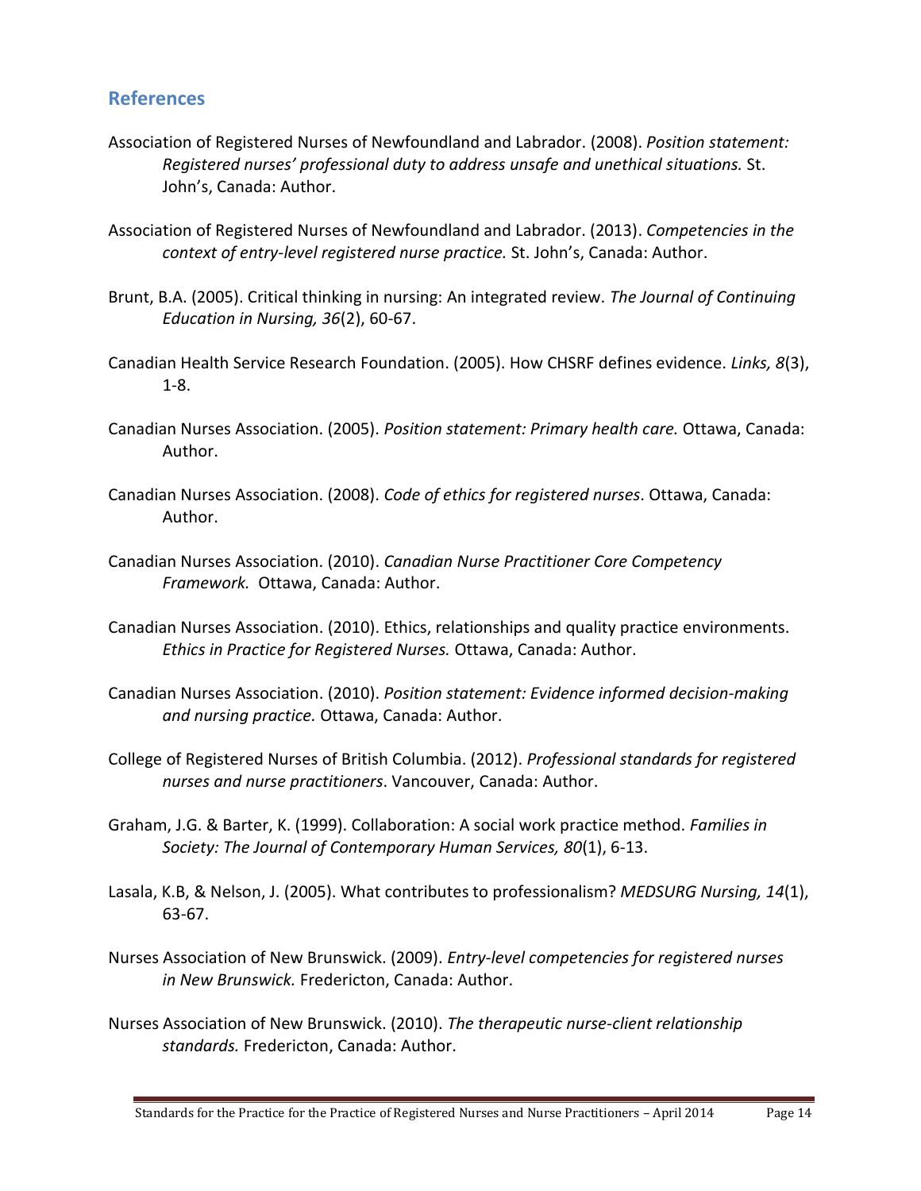## References

Association of Registered Nurses of Newfoundland and Labrador. (2008). *Position statement: Registered nurses' professional duty to address unsafe and unethical situations.* St. John's, Canada: Author.

Association of Registered Nurses of Newfoundland and Labrador. (2013). *Competencies in the context of entry-level registered nurse practice.* St. John's, Canada: Author.

Brunt, B.A. (2005). Critical thinking in nursing: An integrated review. *The Journal of Continuing Education in Nursing, 36*(2), 60-67.

Canadian Health Service Research Foundation. (2005). How CHSRF defines evidence. *Links, 8*(3), 1-8.

Canadian Nurses Association. (2005). *Position statement: Primary health care.* Ottawa, Canada: Author.

Canadian Nurses Association. (2008). *Code of ethics for registered nurses*. Ottawa, Canada: Author.

Canadian Nurses Association. (2010). *Canadian Nurse Practitioner Core Competency Framework.* Ottawa, Canada: Author.

Canadian Nurses Association. (2010). Ethics, relationships and quality practice environments. *Ethics in Practice for Registered Nurses.* Ottawa, Canada: Author.

Canadian Nurses Association. (2010). *Position statement: Evidence informed decision-making and nursing practice.* Ottawa, Canada: Author.

College of Registered Nurses of British Columbia. (2012). *Professional standards for registered nurses and nurse practitioners*. Vancouver, Canada: Author.

Graham, J.G. & Barter, K. (1999). Collaboration: A social work practice method. *Families in Society: The Journal of Contemporary Human Services, 80*(1), 6-13.

Lasala, K.B, & Nelson, J. (2005). What contributes to professionalism? *MEDSURG Nursing, 14*(1), 63-67.

Nurses Association of New Brunswick. (2009). *Entry-level competencies for registered nurses in New Brunswick.* Fredericton, Canada: Author.

Nurses Association of New Brunswick. (2010). *The therapeutic nurse-client relationship standards.* Fredericton, Canada: Author.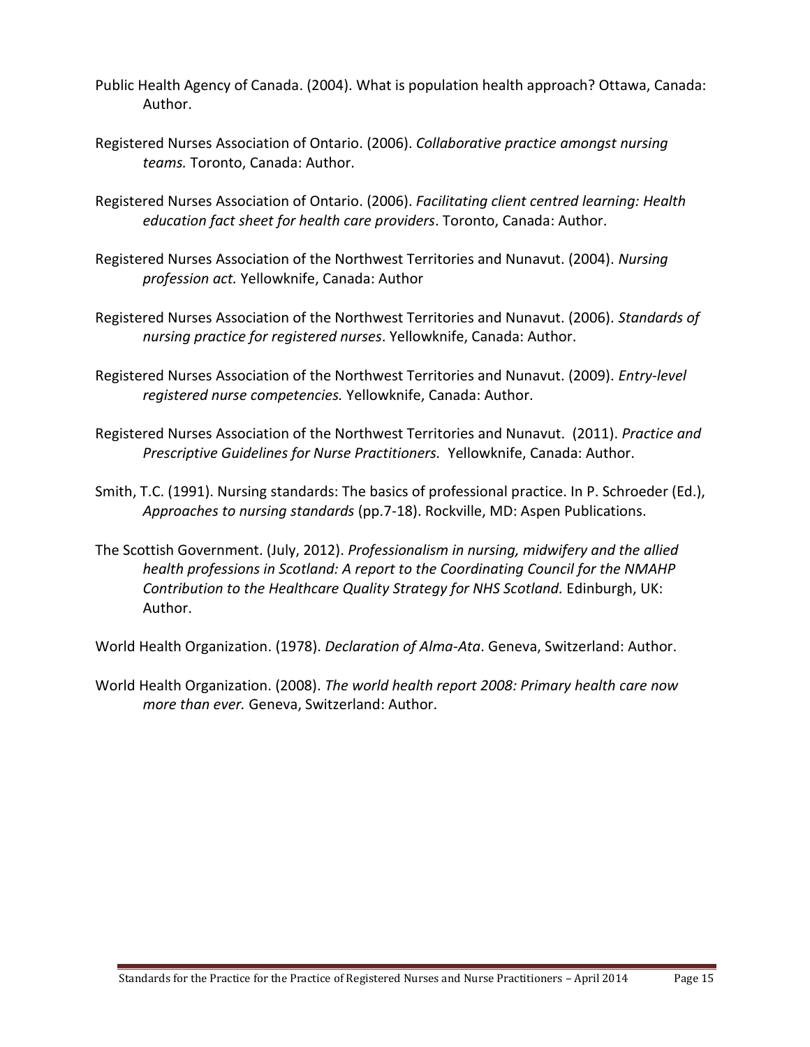Public Health Agency of Canada. (2004). What is population health approach? Ottawa, Canada: Author.

Registered Nurses Association of Ontario. (2006). *Collaborative practice amongst nursing teams.* Toronto, Canada: Author.

Registered Nurses Association of Ontario. (2006). *Facilitating client centred learning: Health education fact sheet for health care providers*. Toronto, Canada: Author.

Registered Nurses Association of the Northwest Territories and Nunavut. (2004). *Nursing profession act.* Yellowknife, Canada: Author

Registered Nurses Association of the Northwest Territories and Nunavut. (2006). *Standards of nursing practice for registered nurses*. Yellowknife, Canada: Author.

Registered Nurses Association of the Northwest Territories and Nunavut. (2009). *Entry-level registered nurse competencies.* Yellowknife, Canada: Author.

Registered Nurses Association of the Northwest Territories and Nunavut. (2011). *Practice and Prescriptive Guidelines for Nurse Practitioners.* Yellowknife, Canada: Author.

Smith, T.C. (1991). Nursing standards: The basics of professional practice. In P. Schroeder (Ed.), *Approaches to nursing standards* (pp.7-18). Rockville, MD: Aspen Publications.

The Scottish Government. (July, 2012). *Professionalism in nursing, midwifery and the allied health professions in Scotland: A report to the Coordinating Council for the NMAHP Contribution to the Healthcare Quality Strategy for NHS Scotland.* Edinburgh, UK: Author.

World Health Organization. (1978). *Declaration of Alma-Ata*. Geneva, Switzerland: Author.

World Health Organization. (2008). *The world health report 2008: Primary health care now more than ever.* Geneva, Switzerland: Author.